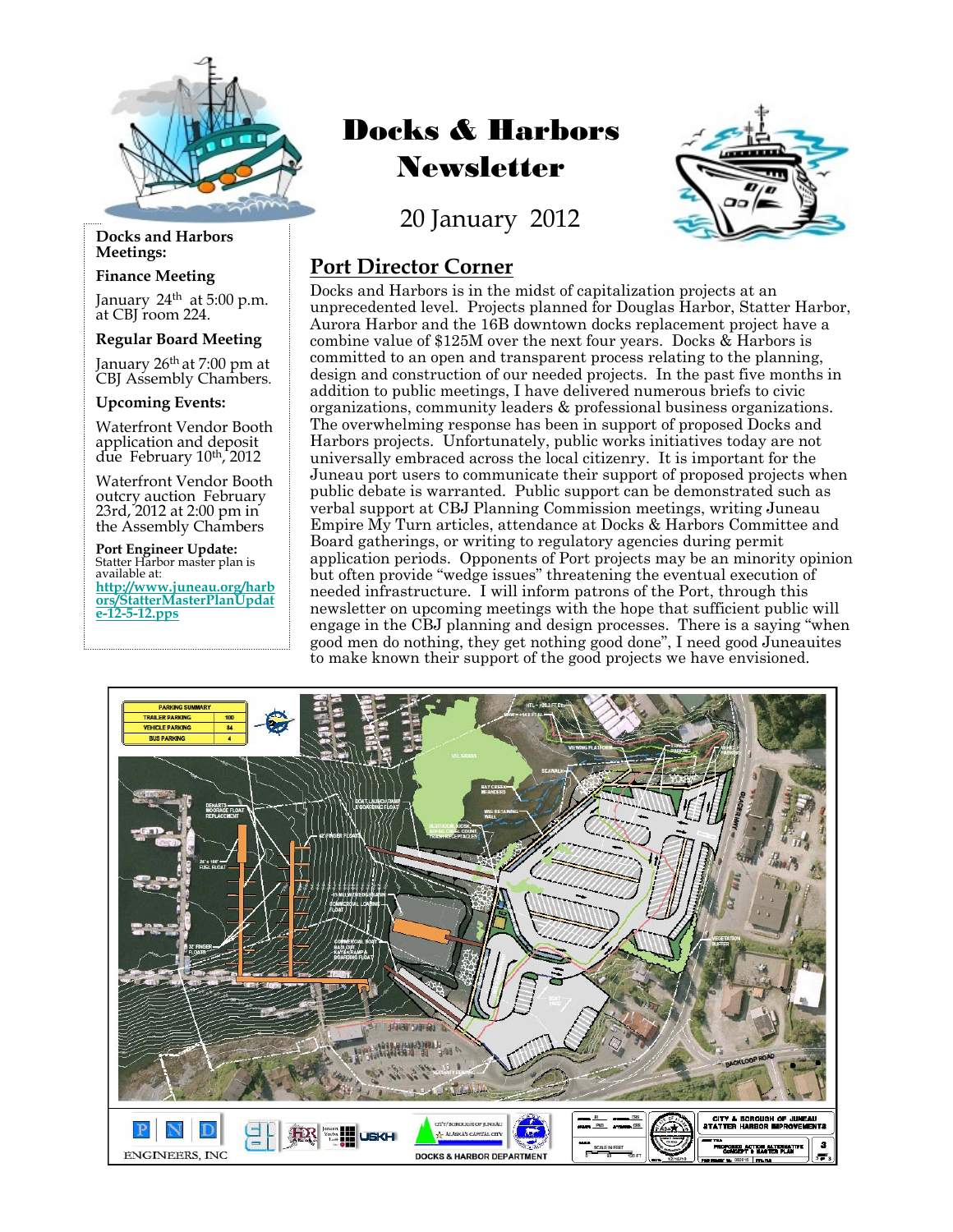# Docks & Harbors Newsletter

20 January 2012

**Docks and Harbors Meetings:**

**Finance Meeting**

January 24th at 5:00 p.m. at CBJ room 224.

**Regular Board Meeting**

January 26th at 7:00 pm at CBJ Assembly Chambers.

**Upcoming Events:**

Waterfront Vendor Booth application and deposit due February 10th, 2012

Waterfront Vendor Booth outcry auction February 23rd, 2012 at 2:00 pm in the Assembly Chambers

**Port Engineer Update:**
Statter Harbor master plan is available at:
[http://www.juneau.org/harbors/StatterMasterPlanUpdate-12-5-12.pps](http://www.juneau.org/harbors/StatterMasterPlanUpdate-12-5-12.pps)

## Port Director Corner

Docks and Harbors is in the midst of capitalization projects at an unprecedented level. Projects planned for Douglas Harbor, Statter Harbor, Aurora Harbor and the 16B downtown docks replacement project have a combine value of $125M over the next four years. Docks & Harbors is committed to an open and transparent process relating to the planning, design and construction of our needed projects. In the past five months in addition to public meetings, I have delivered numerous briefs to civic organizations, community leaders & professional business organizations. The overwhelming response has been in support of proposed Docks and Harbors projects. Unfortunately, public works initiatives today are not universally embraced across the local citizenry. It is important for the Juneau port users to communicate their support of proposed projects when public debate is warranted. Public support can be demonstrated such as verbal support at CBJ Planning Commission meetings, writing Juneau Empire My Turn articles, attendance at Docks & Harbors Committee and Board gatherings, or writing to regulatory agencies during permit application periods. Opponents of Port projects may be an minority opinion but often provide "wedge issues" threatening the eventual execution of needed infrastructure. I will inform patrons of the Port, through this newsletter on upcoming meetings with the hope that sufficient public will engage in the CBJ planning and design processes. There is a saying "when good men do nothing, they get nothing good done", I need good Juneauites to make known their support of the good projects we have envisioned.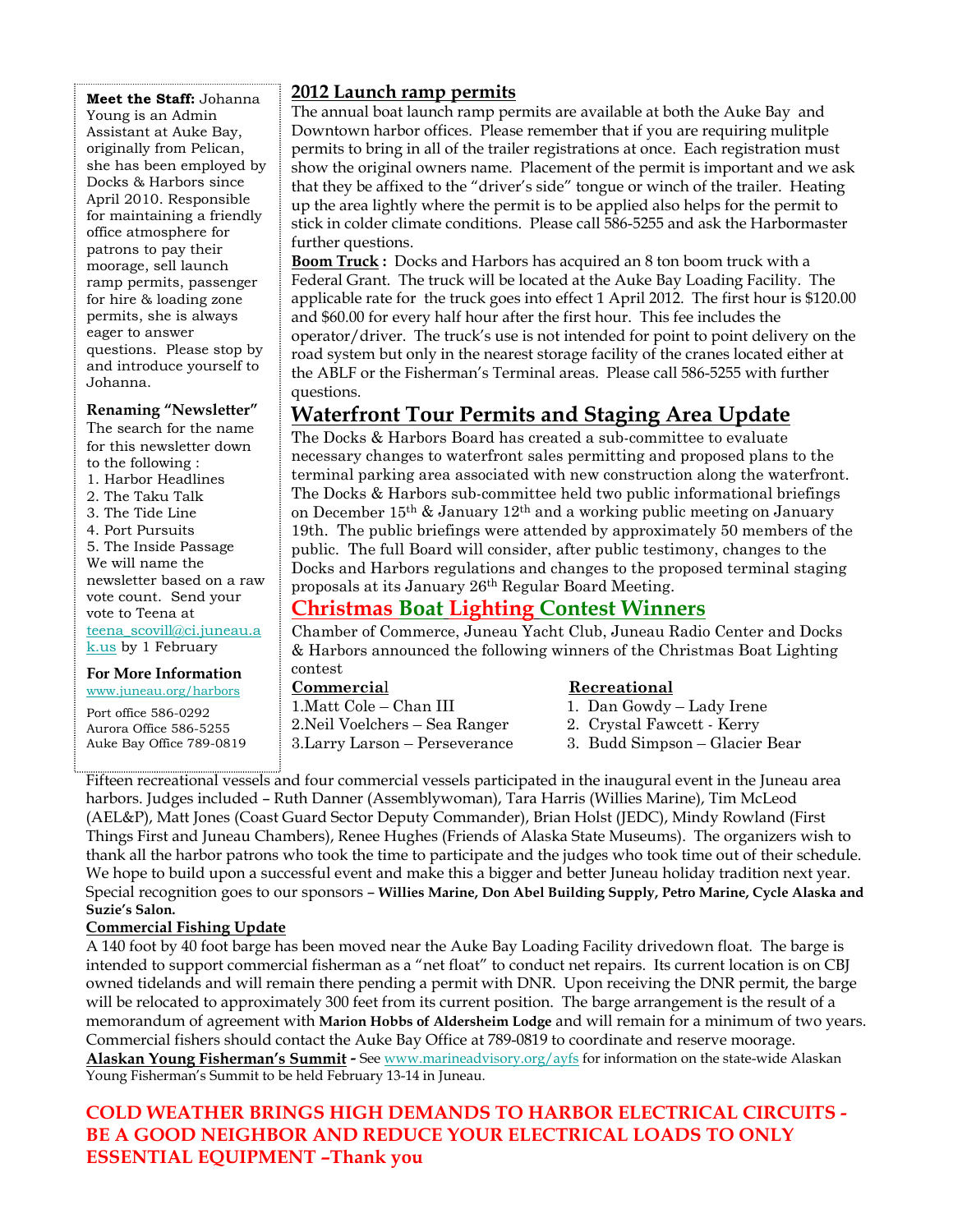**Meet the Staff:** Johanna Young is an Admin Assistant at Auke Bay, originally from Pelican, she has been employed by Docks & Harbors since April 2010. Responsible for maintaining a friendly office atmosphere for patrons to pay their moorage, sell launch ramp permits, passenger for hire & loading zone permits, she is always eager to answer questions. Please stop by and introduce yourself to Johanna.

**Renaming "Newsletter"**

The search for the name for this newsletter down to the following :

1. Harbor Headlines
2. The Taku Talk
3. The Tide Line
4. Port Pursuits
5. The Inside Passage

We will name the newsletter based on a raw vote count. Send your vote to Teena at teena_scovill@ci.juneau.ak.us by 1 February

**For More Information**

www.juneau.org/harbors

Port office 586-0292
Aurora Office 586-5255
Auke Bay Office 789-0819

## 2012 Launch ramp permits

The annual boat launch ramp permits are available at both the Auke Bay and Downtown harbor offices. Please remember that if you are requiring mulitple permits to bring in all of the trailer registrations at once. Each registration must show the original owners name. Placement of the permit is important and we ask that they be affixed to the "driver's side" tongue or winch of the trailer. Heating up the area lightly where the permit is to be applied also helps for the permit to stick in colder climate conditions. Please call 586-5255 and ask the Harbormaster further questions.

**Boom Truck :** Docks and Harbors has acquired an 8 ton boom truck with a Federal Grant. The truck will be located at the Auke Bay Loading Facility. The applicable rate for the truck goes into effect 1 April 2012. The first hour is $120.00 and $60.00 for every half hour after the first hour. This fee includes the operator/driver. The truck's use is not intended for point to point delivery on the road system but only in the nearest storage facility of the cranes located either at the ABLF or the Fisherman's Terminal areas. Please call 586-5255 with further questions.

## Waterfront Tour Permits and Staging Area Update

The Docks & Harbors Board has created a sub-committee to evaluate necessary changes to waterfront sales permitting and proposed plans to the terminal parking area associated with new construction along the waterfront. The Docks & Harbors sub-committee held two public informational briefings on December 15th & January 12th and a working public meeting on January 19th. The public briefings were attended by approximately 50 members of the public. The full Board will consider, after public testimony, changes to the Docks and Harbors regulations and changes to the proposed terminal staging proposals at its January 26th Regular Board Meeting.

## Christmas Boat Lighting Contest Winners

Chamber of Commerce, Juneau Yacht Club, Juneau Radio Center and Docks & Harbors announced the following winners of the Christmas Boat Lighting contest

| Commercial | Recreational |
| --- | --- |
| 1.Matt Cole – Chan III | 1. Dan Gowdy – Lady Irene |
| 2.Neil Voelchers – Sea Ranger | 2. Crystal Fawcett - Kerry |
| 3.Larry Larson – Perseverance | 3. Budd Simpson – Glacier Bear |

Fifteen recreational vessels and four commercial vessels participated in the inaugural event in the Juneau area harbors. Judges included – Ruth Danner (Assemblywoman), Tara Harris (Willies Marine), Tim McLeod (AEL&P), Matt Jones (Coast Guard Sector Deputy Commander), Brian Holst (JEDC), Mindy Rowland (First Things First and Juneau Chambers), Renee Hughes (Friends of Alaska State Museums). The organizers wish to thank all the harbor patrons who took the time to participate and the judges who took time out of their schedule. We hope to build upon a successful event and make this a bigger and better Juneau holiday tradition next year. Special recognition goes to our sponsors – **Willies Marine, Don Abel Building Supply, Petro Marine, Cycle Alaska and Suzie's Salon.**

**Commercial Fishing Update**

A 140 foot by 40 foot barge has been moved near the Auke Bay Loading Facility drivedown float. The barge is intended to support commercial fisherman as a "net float" to conduct net repairs. Its current location is on CBJ owned tidelands and will remain there pending a permit with DNR. Upon receiving the DNR permit, the barge will be relocated to approximately 300 feet from its current position. The barge arrangement is the result of a memorandum of agreement with **Marion Hobbs of Aldersheim Lodge** and will remain for a minimum of two years. Commercial fishers should contact the Auke Bay Office at 789-0819 to coordinate and reserve moorage.

**Alaskan Young Fisherman's Summit -** See www.marineadvisory.org/ayfs for information on the state-wide Alaskan Young Fisherman's Summit to be held February 13-14 in Juneau.

**COLD WEATHER BRINGS HIGH DEMANDS TO HARBOR ELECTRICAL CIRCUITS - BE A GOOD NEIGHBOR AND REDUCE YOUR ELECTRICAL LOADS TO ONLY ESSENTIAL EQUIPMENT –Thank you**